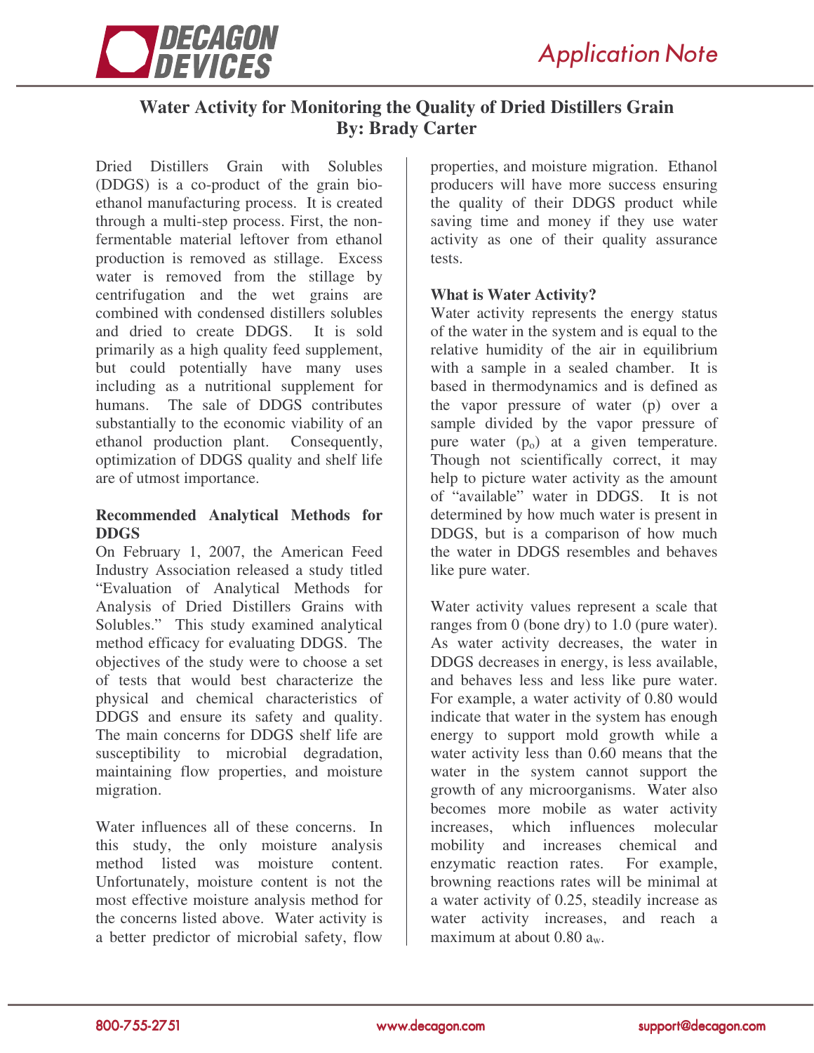Application Note

# Water Activity for Monitoring the Quality of Dried Distillers Grain

**By: Brady Carter**

Dried Distillers Grain with Solubles (DDGS) is a co-product of the grain bio-ethanol manufacturing process. It is created through a multi-step process. First, the non-fermentable material leftover from ethanol production is removed as stillage. Excess water is removed from the stillage by centrifugation and the wet grains are combined with condensed distillers solubles and dried to create DDGS. It is sold primarily as a high quality feed supplement, but could potentially have many uses including as a nutritional supplement for humans. The sale of DDGS contributes substantially to the economic viability of an ethanol production plant. Consequently, optimization of DDGS quality and shelf life are of utmost importance.

## Recommended Analytical Methods for DDGS

On February 1, 2007, the American Feed Industry Association released a study titled "Evaluation of Analytical Methods for Analysis of Dried Distillers Grains with Solubles." This study examined analytical method efficacy for evaluating DDGS. The objectives of the study were to choose a set of tests that would best characterize the physical and chemical characteristics of DDGS and ensure its safety and quality. The main concerns for DDGS shelf life are susceptibility to microbial degradation, maintaining flow properties, and moisture migration.

Water influences all of these concerns. In this study, the only moisture analysis method listed was moisture content. Unfortunately, moisture content is not the most effective moisture analysis method for the concerns listed above. Water activity is a better predictor of microbial safety, flow properties, and moisture migration. Ethanol producers will have more success ensuring the quality of their DDGS product while saving time and money if they use water activity as one of their quality assurance tests.

## What is Water Activity?

Water activity represents the energy status of the water in the system and is equal to the relative humidity of the air in equilibrium with a sample in a sealed chamber. It is based in thermodynamics and is defined as the vapor pressure of water (p) over a sample divided by the vapor pressure of pure water ($p_o$) at a given temperature. Though not scientifically correct, it may help to picture water activity as the amount of "available" water in DDGS. It is not determined by how much water is present in DDGS, but is a comparison of how much the water in DDGS resembles and behaves like pure water.

Water activity values represent a scale that ranges from 0 (bone dry) to 1.0 (pure water). As water activity decreases, the water in DDGS decreases in energy, is less available, and behaves less and less like pure water. For example, a water activity of 0.80 would indicate that water in the system has enough energy to support mold growth while a water activity less than 0.60 means that the water in the system cannot support the growth of any microorganisms. Water also becomes more mobile as water activity increases, which influences molecular mobility and increases chemical and enzymatic reaction rates. For example, browning reactions rates will be minimal at a water activity of 0.25, steadily increase as water activity increases, and reach a maximum at about 0.80 $a_w$.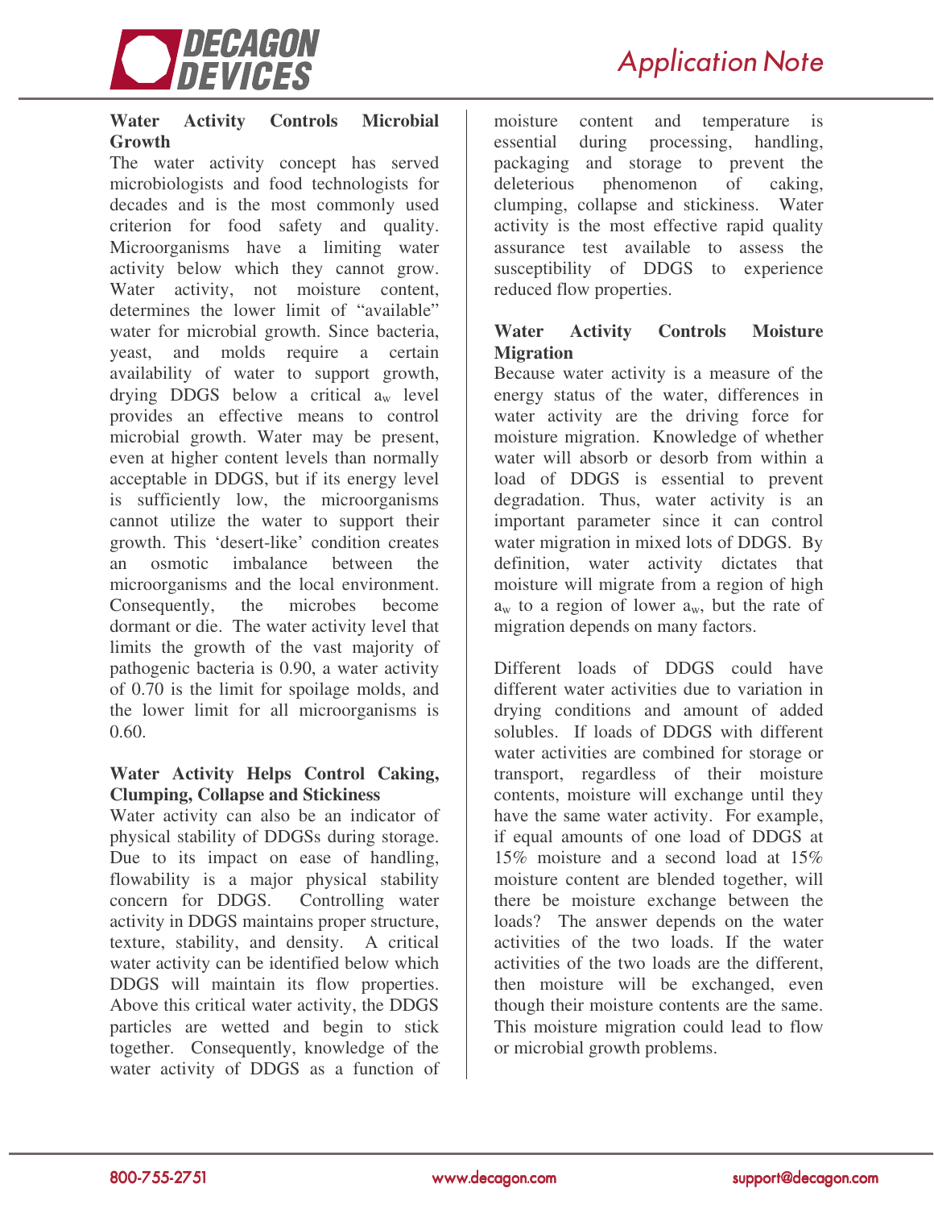## Water Activity Controls Microbial Growth

The water activity concept has served microbiologists and food technologists for decades and is the most commonly used criterion for food safety and quality. Microorganisms have a limiting water activity below which they cannot grow. Water activity, not moisture content, determines the lower limit of "available" water for microbial growth. Since bacteria, yeast, and molds require a certain availability of water to support growth, drying DDGS below a critical $a_w$ level provides an effective means to control microbial growth. Water may be present, even at higher content levels than normally acceptable in DDGS, but if its energy level is sufficiently low, the microorganisms cannot utilize the water to support their growth. This 'desert-like' condition creates an osmotic imbalance between the microorganisms and the local environment. Consequently, the microbes become dormant or die. The water activity level that limits the growth of the vast majority of pathogenic bacteria is 0.90, a water activity of 0.70 is the limit for spoilage molds, and the lower limit for all microorganisms is 0.60.

## Water Activity Helps Control Caking, Clumping, Collapse and Stickiness

Water activity can also be an indicator of physical stability of DDGSs during storage. Due to its impact on ease of handling, flowability is a major physical stability concern for DDGS. Controlling water activity in DDGS maintains proper structure, texture, stability, and density. A critical water activity can be identified below which DDGS will maintain its flow properties. Above this critical water activity, the DDGS particles are wetted and begin to stick together. Consequently, knowledge of the water activity of DDGS as a function of moisture content and temperature is essential during processing, handling, packaging and storage to prevent the deleterious phenomenon of caking, clumping, collapse and stickiness. Water activity is the most effective rapid quality assurance test available to assess the susceptibility of DDGS to experience reduced flow properties.

## Water Activity Controls Moisture Migration

Because water activity is a measure of the energy status of the water, differences in water activity are the driving force for moisture migration. Knowledge of whether water will absorb or desorb from within a load of DDGS is essential to prevent degradation. Thus, water activity is an important parameter since it can control water migration in mixed lots of DDGS. By definition, water activity dictates that moisture will migrate from a region of high $a_w$ to a region of lower $a_w$, but the rate of migration depends on many factors.

Different loads of DDGS could have different water activities due to variation in drying conditions and amount of added solubles. If loads of DDGS with different water activities are combined for storage or transport, regardless of their moisture contents, moisture will exchange until they have the same water activity. For example, if equal amounts of one load of DDGS at 15% moisture and a second load at 15% moisture content are blended together, will there be moisture exchange between the loads? The answer depends on the water activities of the two loads. If the water activities of the two loads are the different, then moisture will be exchanged, even though their moisture contents are the same. This moisture migration could lead to flow or microbial growth problems.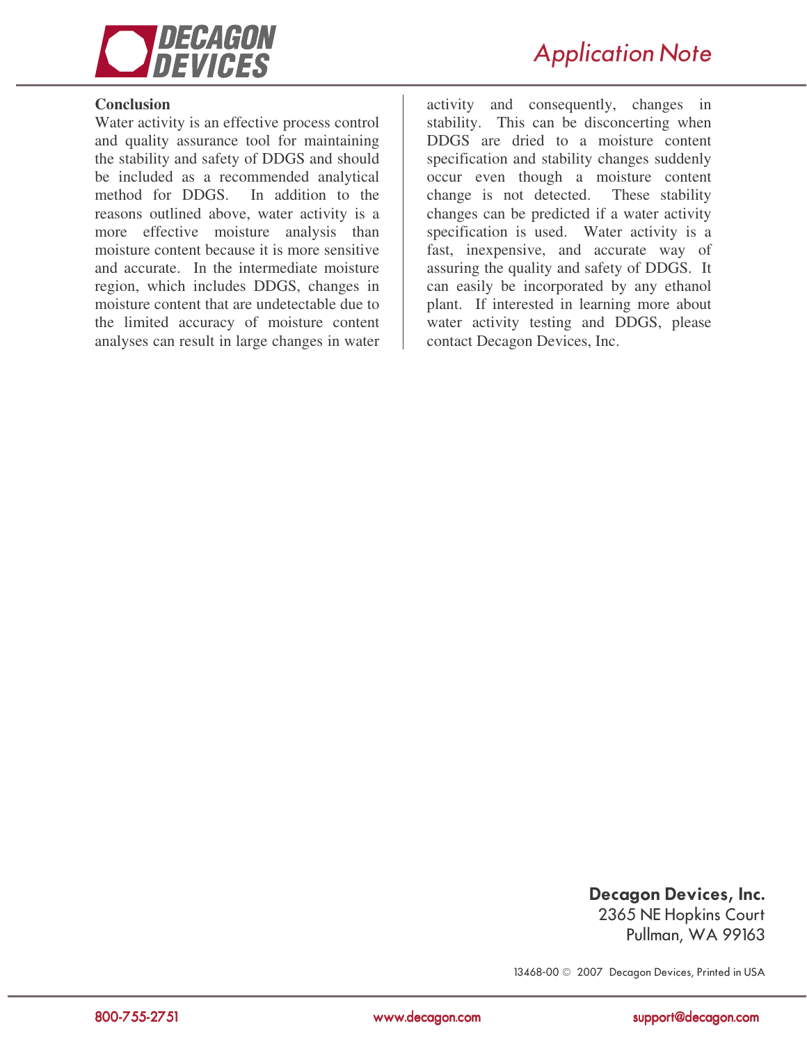## Conclusion

Water activity is an effective process control and quality assurance tool for maintaining the stability and safety of DDGS and should be included as a recommended analytical method for DDGS. In addition to the reasons outlined above, water activity is a more effective moisture analysis than moisture content because it is more sensitive and accurate. In the intermediate moisture region, which includes DDGS, changes in moisture content that are undetectable due to the limited accuracy of moisture content analyses can result in large changes in water activity and consequently, changes in stability. This can be disconcerting when DDGS are dried to a moisture content specification and stability changes suddenly occur even though a moisture content change is not detected. These stability changes can be predicted if a water activity specification is used. Water activity is a fast, inexpensive, and accurate way of assuring the quality and safety of DDGS. It can easily be incorporated by any ethanol plant. If interested in learning more about water activity testing and DDGS, please contact Decagon Devices, Inc.

**Decagon Devices, Inc.**
2365 NE Hopkins Court
Pullman, WA 99163

13468-00 © 2007 Decagon Devices, Printed in USA